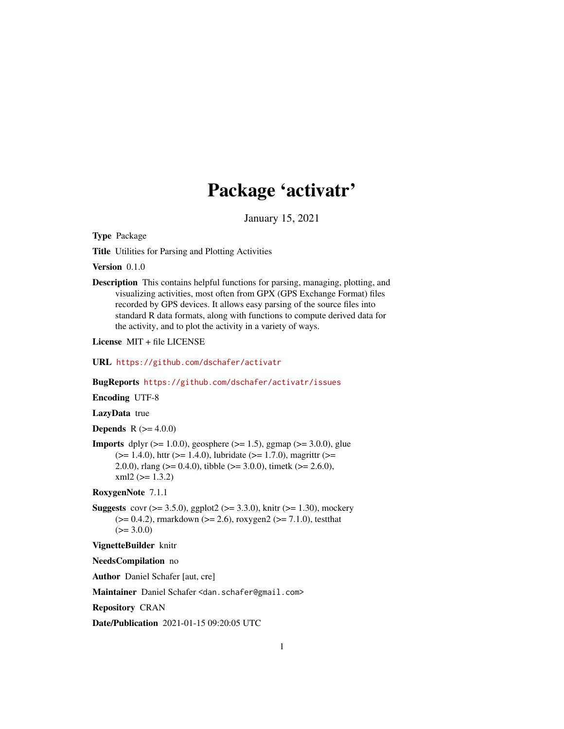# Package 'activatr'

January 15, 2021

**Type** Package

**Title** Utilities for Parsing and Plotting Activities

**Version** 0.1.0

**Description** This contains helpful functions for parsing, managing, plotting, and visualizing activities, most often from GPX (GPS Exchange Format) files recorded by GPS devices. It allows easy parsing of the source files into standard R data formats, along with functions to compute derived data for the activity, and to plot the activity in a variety of ways.

**License** MIT + file LICENSE

**URL** https://github.com/dschafer/activatr

**BugReports** https://github.com/dschafer/activatr/issues

**Encoding** UTF-8

**LazyData** true

**Depends** R (>= 4.0.0)

**Imports** dplyr (>= 1.0.0), geosphere (>= 1.5), ggmap (>= 3.0.0), glue (>= 1.4.0), httr (>= 1.4.0), lubridate (>= 1.7.0), magrittr (>= 2.0.0), rlang (>= 0.4.0), tibble (>= 3.0.0), timetk (>= 2.6.0), xml2 (>= 1.3.2)

**RoxygenNote** 7.1.1

**Suggests** covr (>= 3.5.0), ggplot2 (>= 3.3.0), knitr (>= 1.30), mockery (>= 0.4.2), rmarkdown (>= 2.6), roxygen2 (>= 7.1.0), testthat (>= 3.0.0)

**VignetteBuilder** knitr

**NeedsCompilation** no

**Author** Daniel Schafer [aut, cre]

**Maintainer** Daniel Schafer <dan.schafer@gmail.com>

**Repository** CRAN

**Date/Publication** 2021-01-15 09:20:05 UTC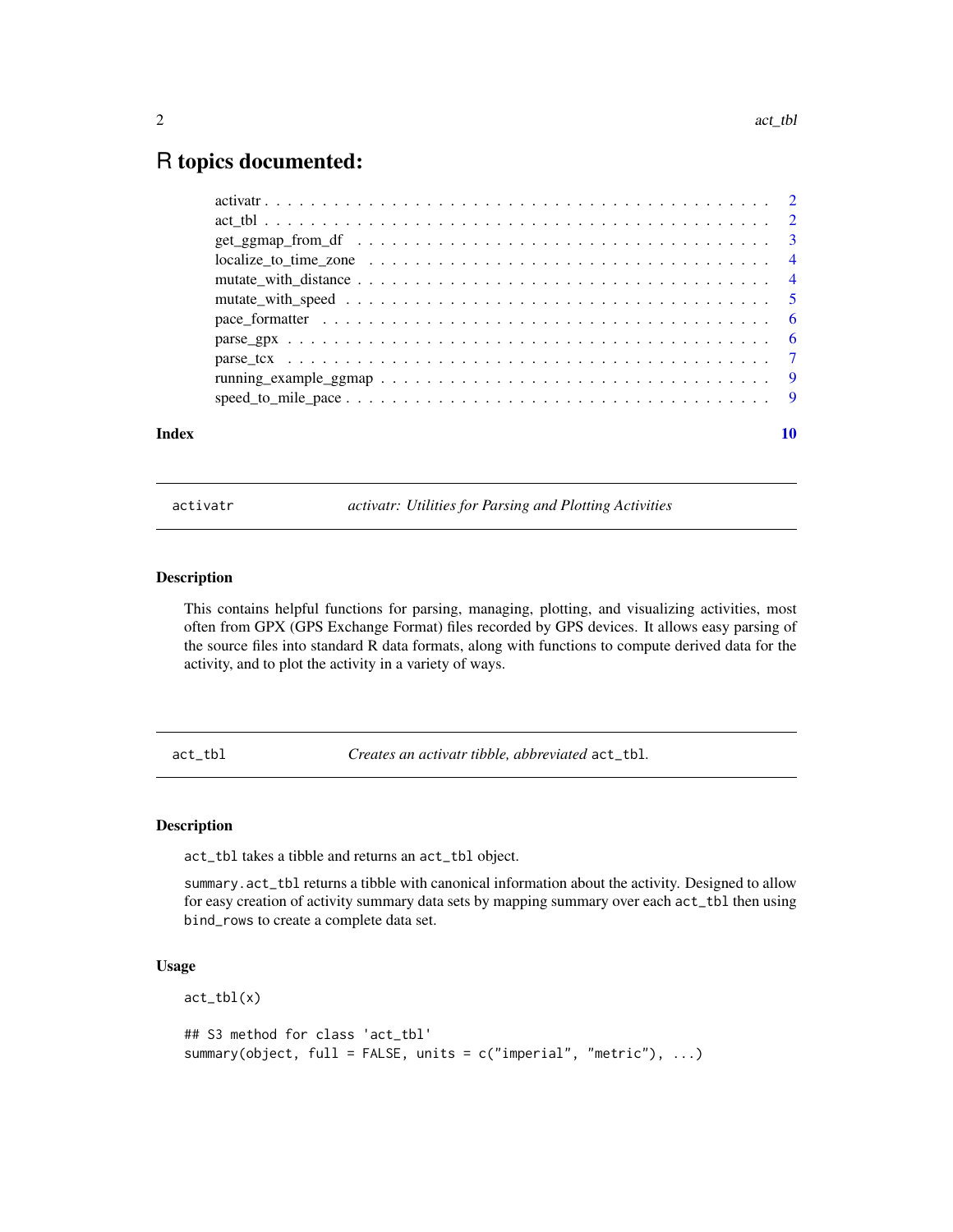# R topics documented:

- activatr . . . 2
- act_tbl . . . 2
- get_ggmap_from_df . . . 3
- localize_to_time_zone . . . 4
- mutate_with_distance . . . 4
- mutate_with_speed . . . 5
- pace_formatter . . . 6
- parse_gpx . . . 6
- parse_tcx . . . 7
- running_example_ggmap . . . 9
- speed_to_mile_pace . . . 9

**Index** 10

---

## activatr — *activatr: Utilities for Parsing and Plotting Activities*

### Description

This contains helpful functions for parsing, managing, plotting, and visualizing activities, most often from GPX (GPS Exchange Format) files recorded by GPS devices. It allows easy parsing of the source files into standard R data formats, along with functions to compute derived data for the activity, and to plot the activity in a variety of ways.

---

## act_tbl — *Creates an activatr tibble, abbreviated* `act_tbl`.

### Description

`act_tbl` takes a tibble and returns an `act_tbl` object.

`summary.act_tbl` returns a tibble with canonical information about the activity. Designed to allow for easy creation of activity summary data sets by mapping summary over each `act_tbl` then using `bind_rows` to create a complete data set.

### Usage

```
act_tbl(x)

## S3 method for class 'act_tbl'
summary(object, full = FALSE, units = c("imperial", "metric"), ...)
```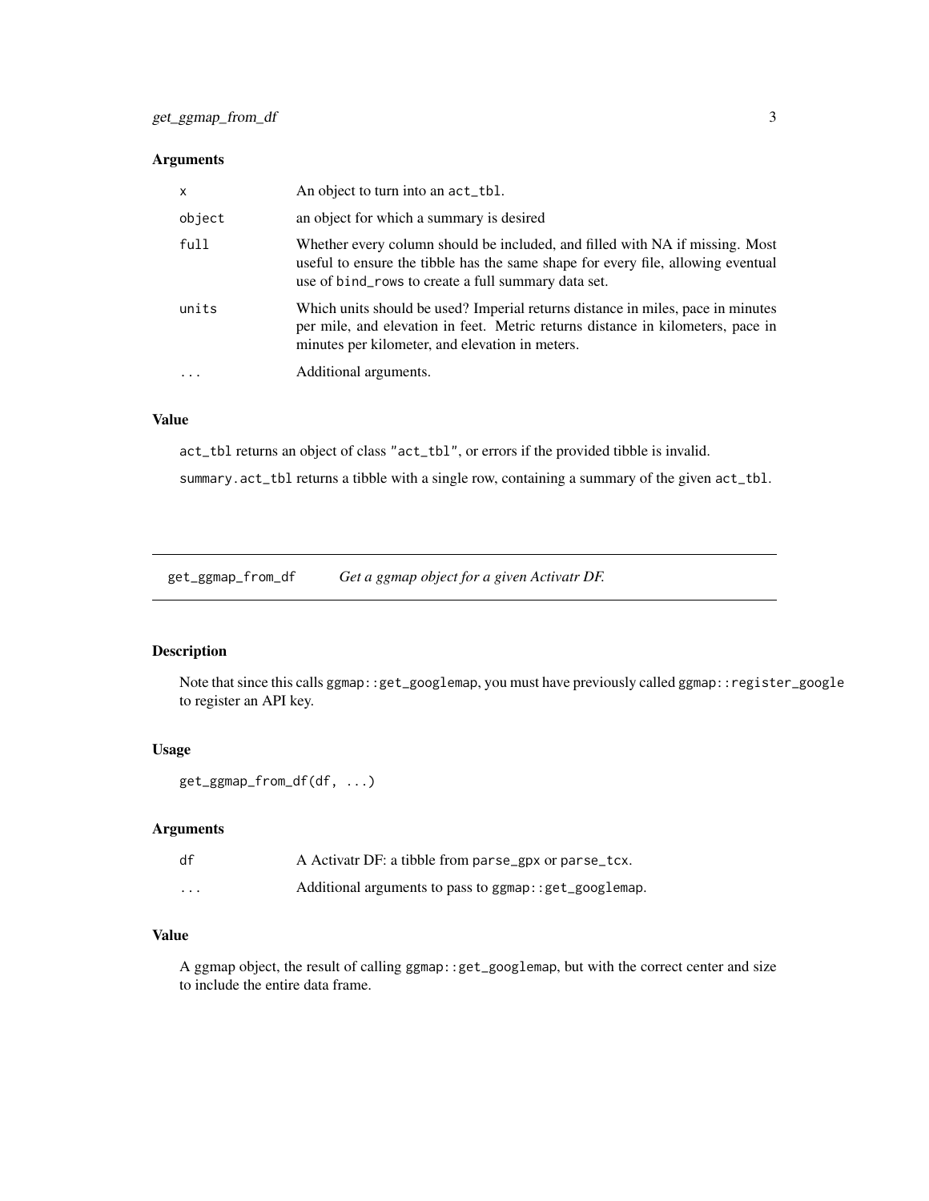### Arguments

| | |
|---|---|
| x | An object to turn into an act_tbl. |
| object | an object for which a summary is desired |
| full | Whether every column should be included, and filled with NA if missing. Most useful to ensure the tibble has the same shape for every file, allowing eventual use of bind_rows to create a full summary data set. |
| units | Which units should be used? Imperial returns distance in miles, pace in minutes per mile, and elevation in feet. Metric returns distance in kilometers, pace in minutes per kilometer, and elevation in meters. |
| ... | Additional arguments. |

### Value

act_tbl returns an object of class "act_tbl", or errors if the provided tibble is invalid.

summary.act_tbl returns a tibble with a single row, containing a summary of the given act_tbl.

---

## get_ggmap_from_df — *Get a ggmap object for a given Activatr DF.*

---

### Description

Note that since this calls ggmap::get_googlemap, you must have previously called ggmap::register_google to register an API key.

### Usage

```
get_ggmap_from_df(df, ...)
```

### Arguments

| | |
|---|---|
| df | A Activatr DF: a tibble from parse_gpx or parse_tcx. |
| ... | Additional arguments to pass to ggmap::get_googlemap. |

### Value

A ggmap object, the result of calling ggmap::get_googlemap, but with the correct center and size to include the entire data frame.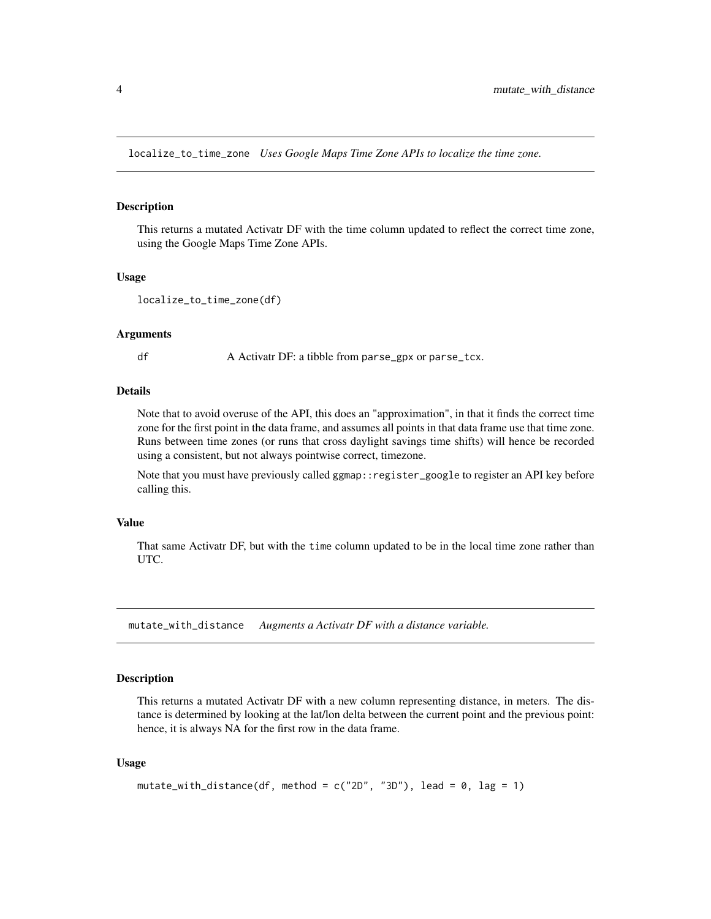## localize_to_time_zone *Uses Google Maps Time Zone APIs to localize the time zone.*

### Description

This returns a mutated Activatr DF with the time column updated to reflect the correct time zone, using the Google Maps Time Zone APIs.

### Usage

```
localize_to_time_zone(df)
```

### Arguments

| | |
|---|---|
| df | A Activatr DF: a tibble from parse_gpx or parse_tcx. |

### Details

Note that to avoid overuse of the API, this does an "approximation", in that it finds the correct time zone for the first point in the data frame, and assumes all points in that data frame use that time zone. Runs between time zones (or runs that cross daylight savings time shifts) will hence be recorded using a consistent, but not always pointwise correct, timezone.

Note that you must have previously called ggmap::register_google to register an API key before calling this.

### Value

That same Activatr DF, but with the time column updated to be in the local time zone rather than UTC.

## mutate_with_distance *Augments a Activatr DF with a distance variable.*

### Description

This returns a mutated Activatr DF with a new column representing distance, in meters. The distance is determined by looking at the lat/lon delta between the current point and the previous point: hence, it is always NA for the first row in the data frame.

### Usage

```
mutate_with_distance(df, method = c("2D", "3D"), lead = 0, lag = 1)
```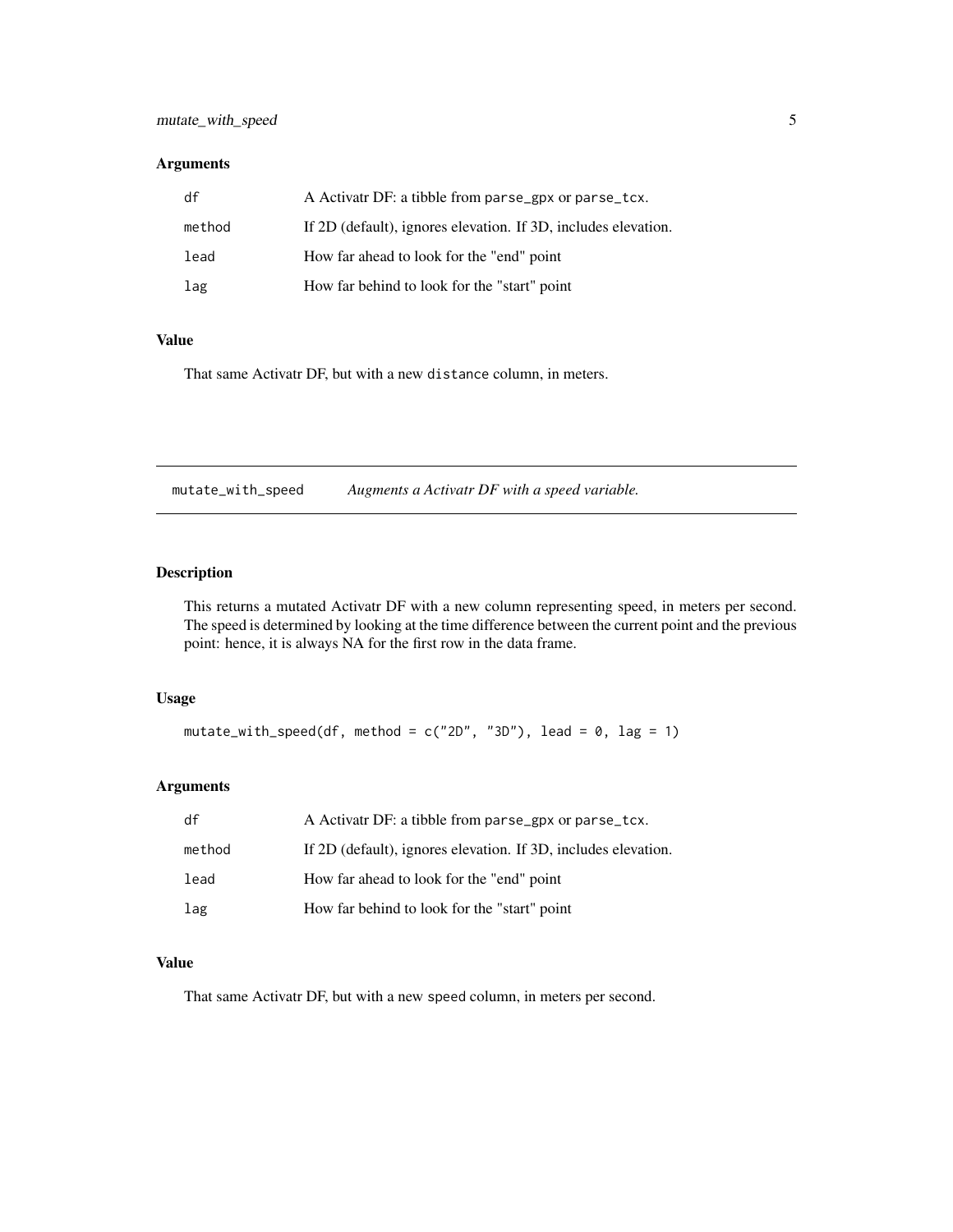### Arguments

| | |
|---|---|
| `df` | A Activatr DF: a tibble from `parse_gpx` or `parse_tcx`. |
| `method` | If 2D (default), ignores elevation. If 3D, includes elevation. |
| `lead` | How far ahead to look for the "end" point |
| `lag` | How far behind to look for the "start" point |

### Value

That same Activatr DF, but with a new `distance` column, in meters.

---

## `mutate_with_speed` *Augments a Activatr DF with a speed variable.*

---

### Description

This returns a mutated Activatr DF with a new column representing speed, in meters per second. The speed is determined by looking at the time difference between the current point and the previous point: hence, it is always NA for the first row in the data frame.

### Usage

```
mutate_with_speed(df, method = c("2D", "3D"), lead = 0, lag = 1)
```

### Arguments

| | |
|---|---|
| `df` | A Activatr DF: a tibble from `parse_gpx` or `parse_tcx`. |
| `method` | If 2D (default), ignores elevation. If 3D, includes elevation. |
| `lead` | How far ahead to look for the "end" point |
| `lag` | How far behind to look for the "start" point |

### Value

That same Activatr DF, but with a new `speed` column, in meters per second.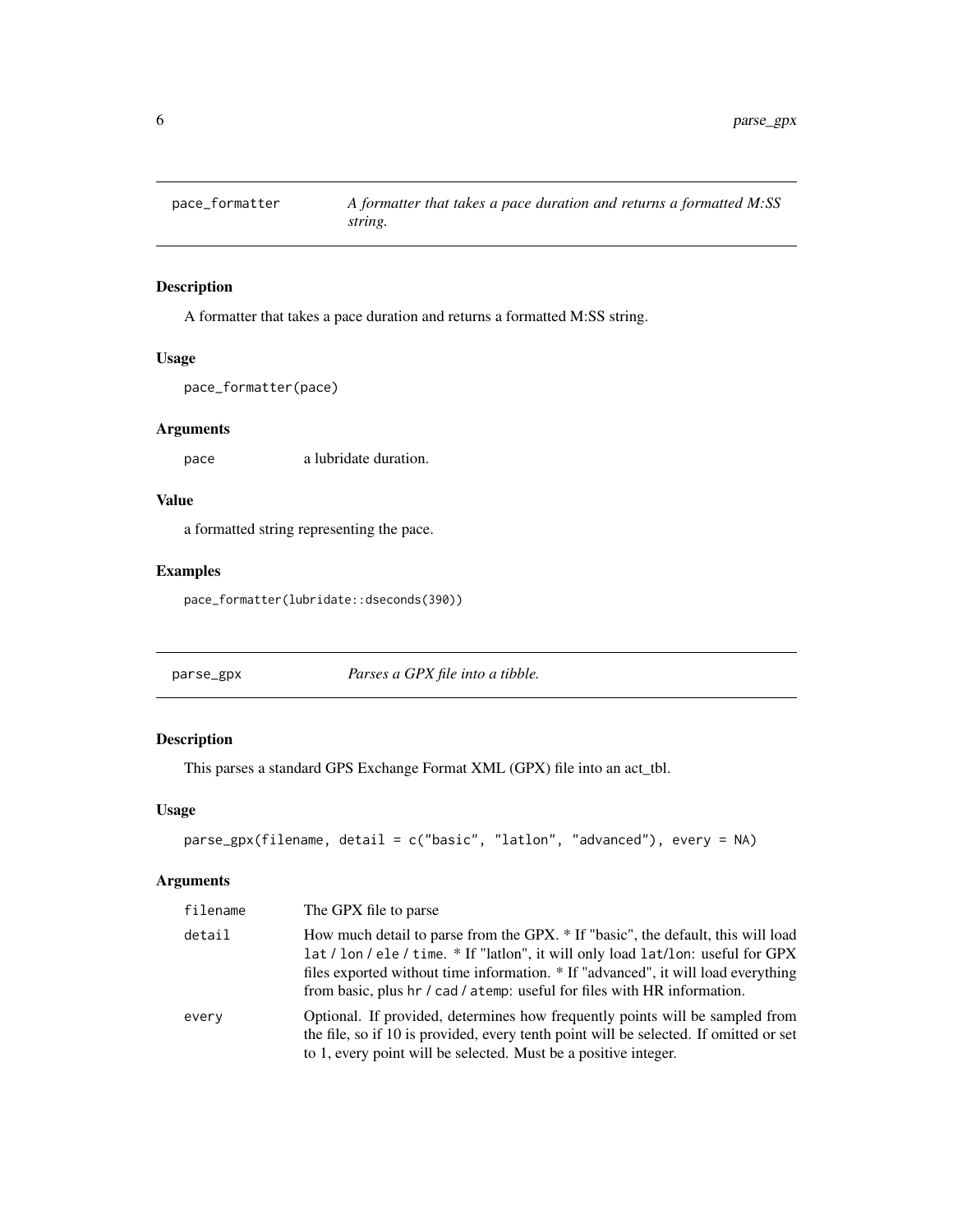## pace_formatter — *A formatter that takes a pace duration and returns a formatted M:SS string.*

### Description

A formatter that takes a pace duration and returns a formatted M:SS string.

### Usage

```
pace_formatter(pace)
```

### Arguments

| | |
|---|---|
| pace | a lubridate duration. |

### Value

a formatted string representing the pace.

### Examples

```
pace_formatter(lubridate::dseconds(390))
```

## parse_gpx — *Parses a GPX file into a tibble.*

### Description

This parses a standard GPS Exchange Format XML (GPX) file into an act_tbl.

### Usage

```
parse_gpx(filename, detail = c("basic", "latlon", "advanced"), every = NA)
```

### Arguments

| | |
|---|---|
| filename | The GPX file to parse |
| detail | How much detail to parse from the GPX. * If "basic", the default, this will load lat / lon / ele / time. * If "latlon", it will only load lat/lon: useful for GPX files exported without time information. * If "advanced", it will load everything from basic, plus hr / cad / atemp: useful for files with HR information. |
| every | Optional. If provided, determines how frequently points will be sampled from the file, so if 10 is provided, every tenth point will be selected. If omitted or set to 1, every point will be selected. Must be a positive integer. |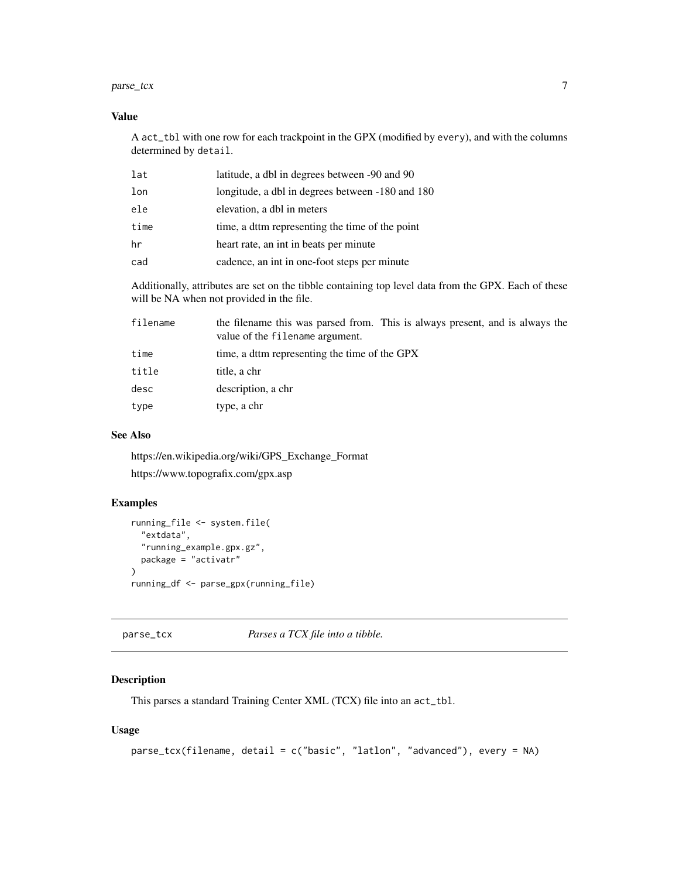### Value

A `act_tbl` with one row for each trackpoint in the GPX (modified by `every`), and with the columns determined by `detail`.

| | |
|---|---|
| `lat` | latitude, a dbl in degrees between -90 and 90 |
| `lon` | longitude, a dbl in degrees between -180 and 180 |
| `ele` | elevation, a dbl in meters |
| `time` | time, a dttm representing the time of the point |
| `hr` | heart rate, an int in beats per minute |
| `cad` | cadence, an int in one-foot steps per minute |

Additionally, attributes are set on the tibble containing top level data from the GPX. Each of these will be NA when not provided in the file.

| | |
|---|---|
| `filename` | the filename this was parsed from. This is always present, and is always the value of the `filename` argument. |
| `time` | time, a dttm representing the time of the GPX |
| `title` | title, a chr |
| `desc` | description, a chr |
| `type` | type, a chr |

### See Also

https://en.wikipedia.org/wiki/GPS_Exchange_Format

https://www.topografix.com/gpx.asp

### Examples

```
running_file <- system.file(
  "extdata",
  "running_example.gpx.gz",
  package = "activatr"
)
running_df <- parse_gpx(running_file)
```

---

## parse_tcx — *Parses a TCX file into a tibble.*

---

### Description

This parses a standard Training Center XML (TCX) file into an `act_tbl`.

### Usage

```
parse_tcx(filename, detail = c("basic", "latlon", "advanced"), every = NA)
```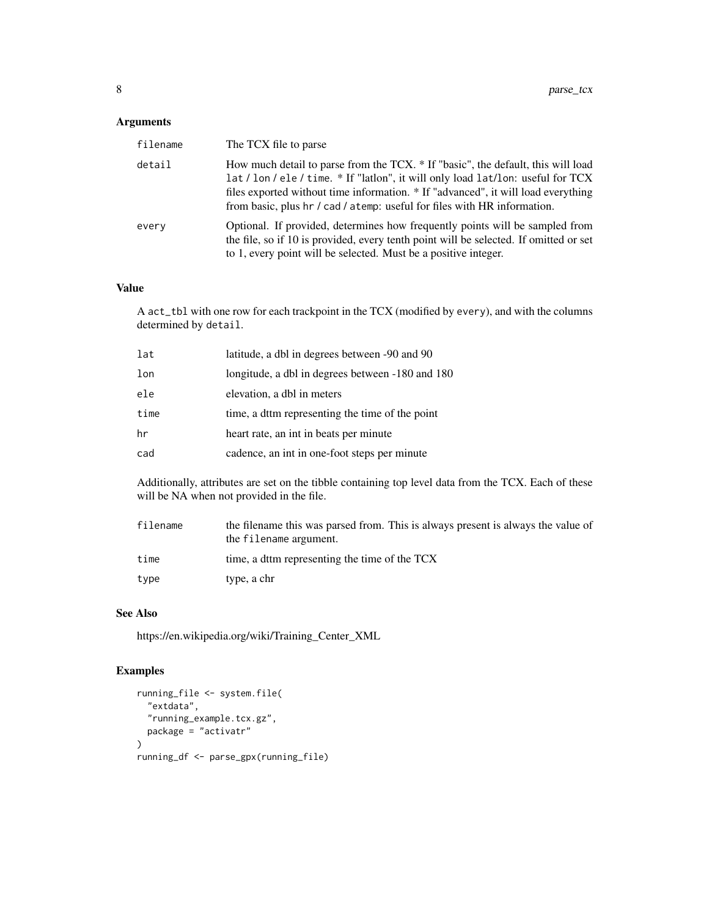## Arguments

| | |
|---|---|
| `filename` | The TCX file to parse |
| `detail` | How much detail to parse from the TCX. * If "basic", the default, this will load `lat` / `lon` / `ele` / `time`. * If "latlon", it will only load `lat`/`lon`: useful for TCX files exported without time information. * If "advanced", it will load everything from basic, plus `hr` / `cad` / `atemp`: useful for files with HR information. |
| `every` | Optional. If provided, determines how frequently points will be sampled from the file, so if 10 is provided, every tenth point will be selected. If omitted or set to 1, every point will be selected. Must be a positive integer. |

## Value

A `act_tbl` with one row for each trackpoint in the TCX (modified by `every`), and with the columns determined by `detail`.

| | |
|---|---|
| `lat` | latitude, a dbl in degrees between -90 and 90 |
| `lon` | longitude, a dbl in degrees between -180 and 180 |
| `ele` | elevation, a dbl in meters |
| `time` | time, a dttm representing the time of the point |
| `hr` | heart rate, an int in beats per minute |
| `cad` | cadence, an int in one-foot steps per minute |

Additionally, attributes are set on the tibble containing top level data from the TCX. Each of these will be NA when not provided in the file.

| | |
|---|---|
| `filename` | the filename this was parsed from. This is always present is always the value of the `filename` argument. |
| `time` | time, a dttm representing the time of the TCX |
| `type` | type, a chr |

## See Also

https://en.wikipedia.org/wiki/Training_Center_XML

## Examples

```
running_file <- system.file(
  "extdata",
  "running_example.tcx.gz",
  package = "activatr"
)
running_df <- parse_gpx(running_file)
```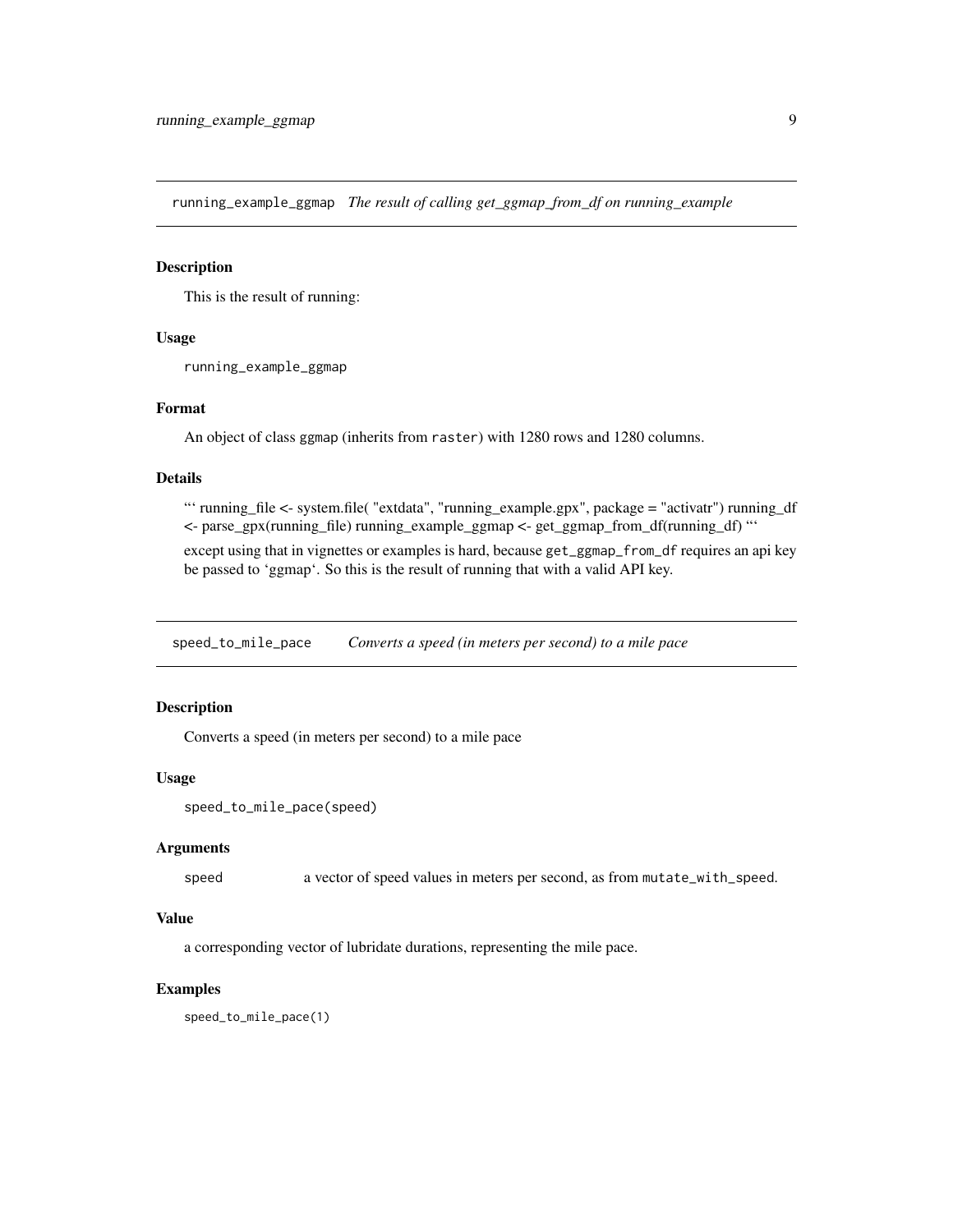## running_example_ggmap *The result of calling get_ggmap_from_df on running_example*

### Description

This is the result of running:

### Usage

```
running_example_ggmap
```

### Format

An object of class ggmap (inherits from raster) with 1280 rows and 1280 columns.

### Details

"' running_file <- system.file( "extdata", "running_example.gpx", package = "activatr") running_df <- parse_gpx(running_file) running_example_ggmap <- get_ggmap_from_df(running_df) "'

except using that in vignettes or examples is hard, because `get_ggmap_from_df` requires an api key be passed to 'ggmap'. So this is the result of running that with a valid API key.

## speed_to_mile_pace *Converts a speed (in meters per second) to a mile pace*

### Description

Converts a speed (in meters per second) to a mile pace

### Usage

```
speed_to_mile_pace(speed)
```

### Arguments

| | |
|---|---|
| speed | a vector of speed values in meters per second, as from `mutate_with_speed`. |

### Value

a corresponding vector of lubridate durations, representing the mile pace.

### Examples

```
speed_to_mile_pace(1)
```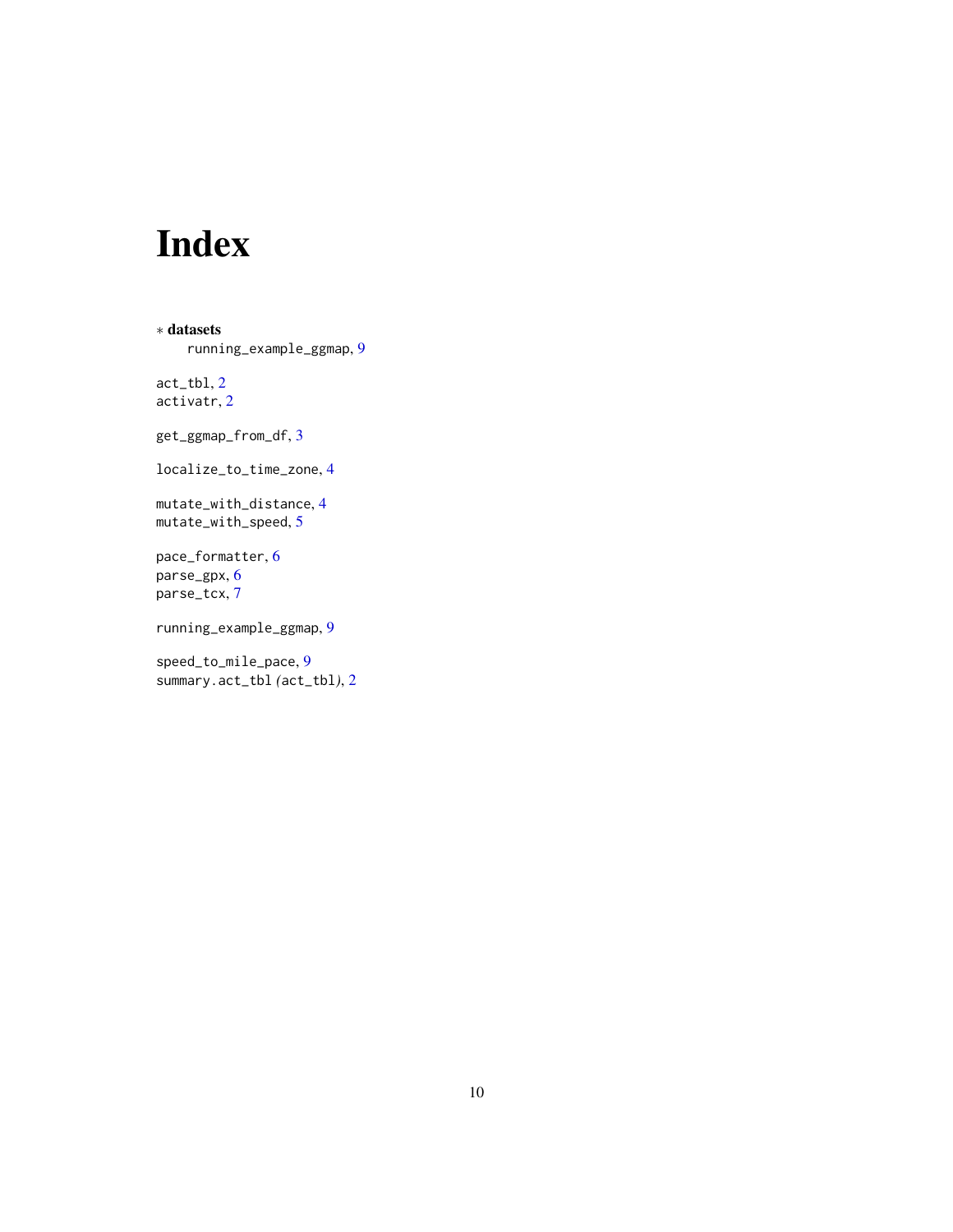# Index

∗ **datasets**
    running_example_ggmap, 9

act_tbl, 2
activatr, 2

get_ggmap_from_df, 3

localize_to_time_zone, 4

mutate_with_distance, 4
mutate_with_speed, 5

pace_formatter, 6
parse_gpx, 6
parse_tcx, 7

running_example_ggmap, 9

speed_to_mile_pace, 9
summary.act_tbl *(*act_tbl*)*, 2